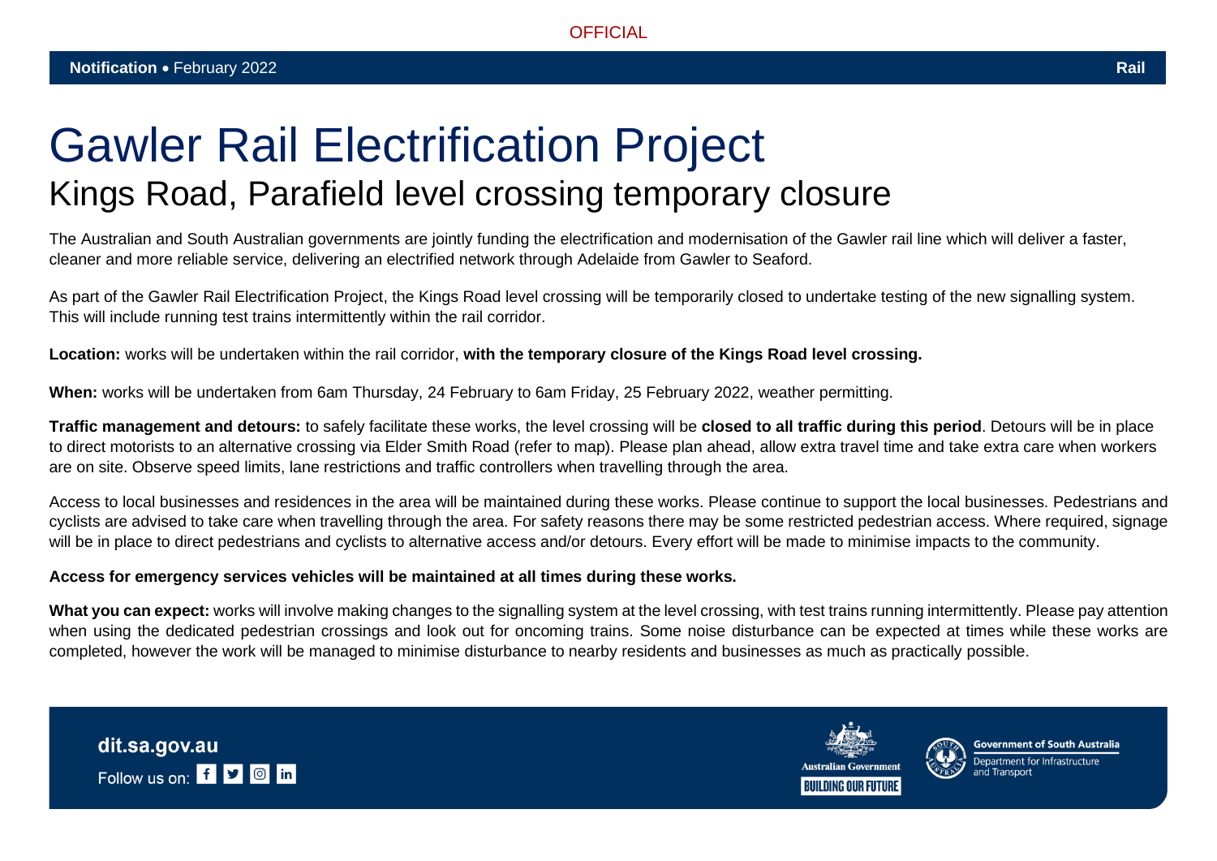OFFICIAL

**Notification** • February 2022 **Rail**

# Gawler Rail Electrification Project

## Kings Road, Parafield level crossing temporary closure

The Australian and South Australian governments are jointly funding the electrification and modernisation of the Gawler rail line which will deliver a faster, cleaner and more reliable service, delivering an electrified network through Adelaide from Gawler to Seaford.

As part of the Gawler Rail Electrification Project, the Kings Road level crossing will be temporarily closed to undertake testing of the new signalling system. This will include running test trains intermittently within the rail corridor.

**Location:** works will be undertaken within the rail corridor, **with the temporary closure of the Kings Road level crossing.**

**When:** works will be undertaken from 6am Thursday, 24 February to 6am Friday, 25 February 2022, weather permitting.

**Traffic management and detours:** to safely facilitate these works, the level crossing will be **closed to all traffic during this period**. Detours will be in place to direct motorists to an alternative crossing via Elder Smith Road (refer to map). Please plan ahead, allow extra travel time and take extra care when workers are on site. Observe speed limits, lane restrictions and traffic controllers when travelling through the area.

Access to local businesses and residences in the area will be maintained during these works. Please continue to support the local businesses. Pedestrians and cyclists are advised to take care when travelling through the area. For safety reasons there may be some restricted pedestrian access. Where required, signage will be in place to direct pedestrians and cyclists to alternative access and/or detours. Every effort will be made to minimise impacts to the community.

**Access for emergency services vehicles will be maintained at all times during these works.**

**What you can expect:** works will involve making changes to the signalling system at the level crossing, with test trains running intermittently. Please pay attention when using the dedicated pedestrian crossings and look out for oncoming trains. Some noise disturbance can be expected at times while these works are completed, however the work will be managed to minimise disturbance to nearby residents and businesses as much as practically possible.

**dit.sa.gov.au**

Follow us on:

Australian Government — BUILDING OUR FUTURE

Government of South Australia — Department for Infrastructure and Transport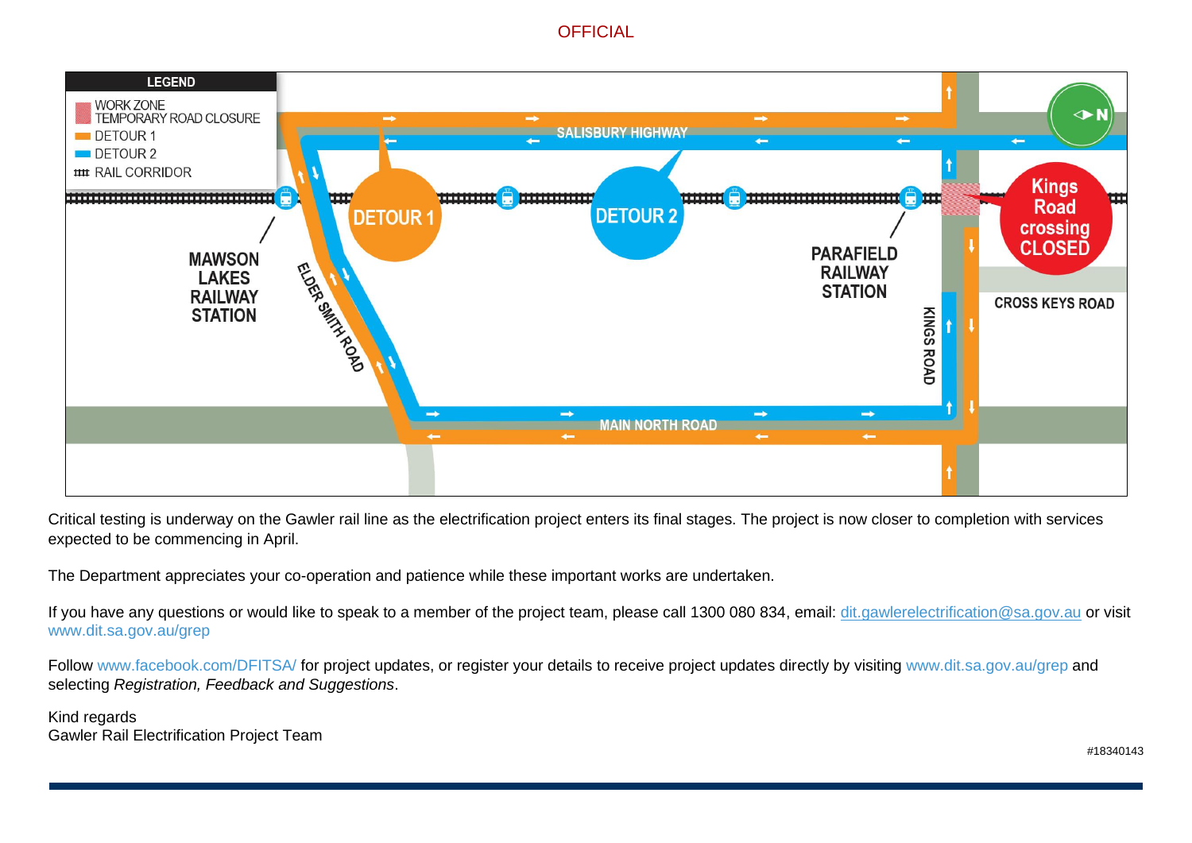OFFICIAL

LEGEND

WORK ZONE TEMPORARY ROAD CLOSURE

DETOUR 1

DETOUR 2

RAIL CORRIDOR

SALISBURY HIGHWAY

DETOUR 1

DETOUR 2

Kings Road crossing CLOSED

MAWSON LAKES RAILWAY STATION

ELDER SMITH ROAD

PARAFIELD RAILWAY STATION

KINGS ROAD

CROSS KEYS ROAD

MAIN NORTH ROAD

N

Critical testing is underway on the Gawler rail line as the electrification project enters its final stages. The project is now closer to completion with services expected to be commencing in April.

The Department appreciates your co-operation and patience while these important works are undertaken.

If you have any questions or would like to speak to a member of the project team, please call 1300 080 834, email: dit.gawlerelectrification@sa.gov.au or visit www.dit.sa.gov.au/grep

Follow www.facebook.com/DFITSA/ for project updates, or register your details to receive project updates directly by visiting www.dit.sa.gov.au/grep and selecting *Registration, Feedback and Suggestions*.

Kind regards
Gawler Rail Electrification Project Team

#18340143